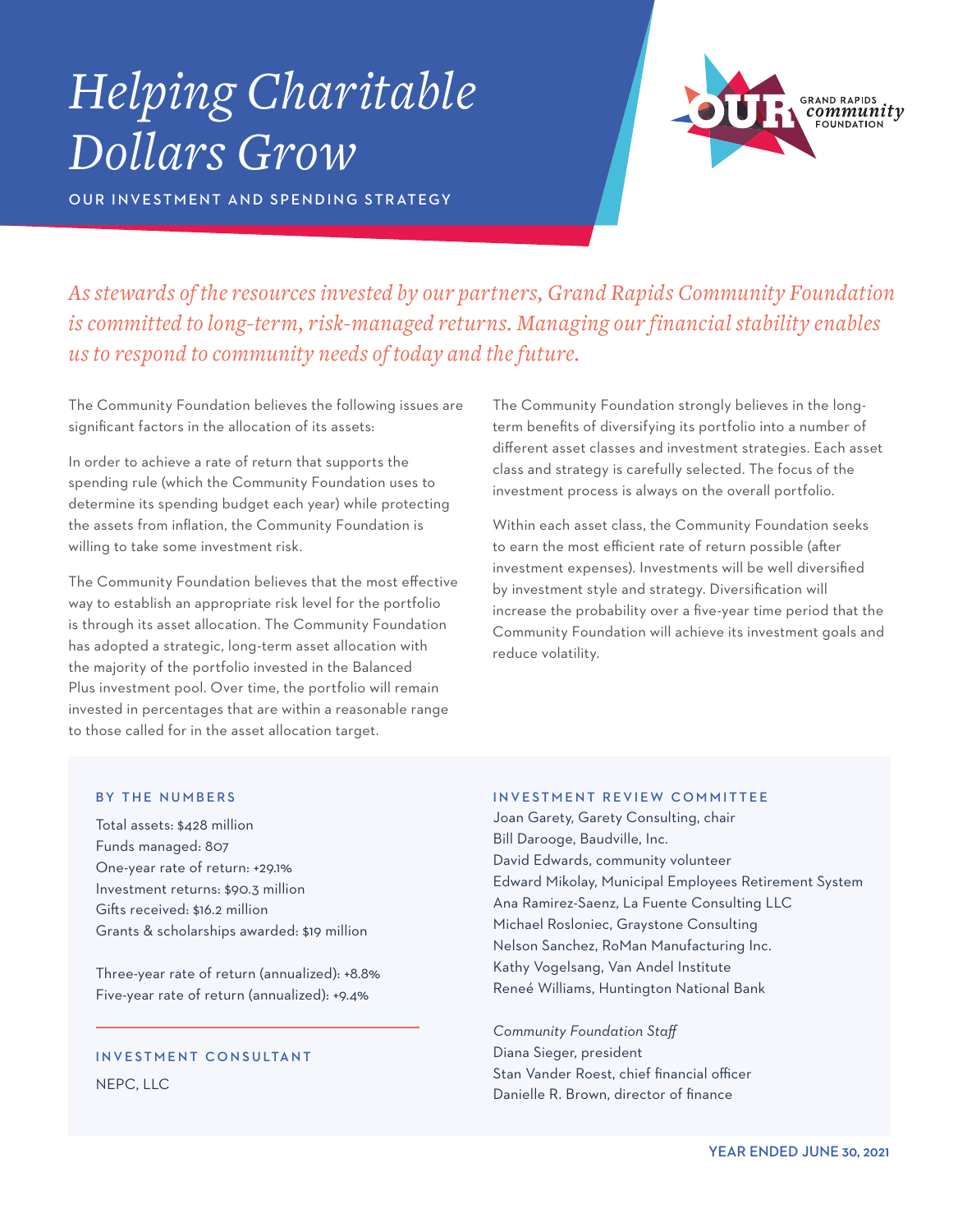# *Helping Charitable Dollars Grow*

OUR INVESTMENT AND SPENDING STRATEGY

GRAND RAPIDS community FOUNDATION

*As stewards of the resources invested by our partners, Grand Rapids Community Foundation is committed to long-term, risk-managed returns. Managing our financial stability enables us to respond to community needs of today and the future.*

The Community Foundation believes the following issues are significant factors in the allocation of its assets:

In order to achieve a rate of return that supports the spending rule (which the Community Foundation uses to determine its spending budget each year) while protecting the assets from inflation, the Community Foundation is willing to take some investment risk.

The Community Foundation believes that the most effective way to establish an appropriate risk level for the portfolio is through its asset allocation. The Community Foundation has adopted a strategic, long-term asset allocation with the majority of the portfolio invested in the Balanced Plus investment pool. Over time, the portfolio will remain invested in percentages that are within a reasonable range to those called for in the asset allocation target.

The Community Foundation strongly believes in the long-term benefits of diversifying its portfolio into a number of different asset classes and investment strategies. Each asset class and strategy is carefully selected. The focus of the investment process is always on the overall portfolio.

Within each asset class, the Community Foundation seeks to earn the most efficient rate of return possible (after investment expenses). Investments will be well diversified by investment style and strategy. Diversification will increase the probability over a five-year time period that the Community Foundation will achieve its investment goals and reduce volatility.

### BY THE NUMBERS

Total assets: $428 million
Funds managed: 807
One-year rate of return: +29.1%
Investment returns: $90.3 million
Gifts received: $16.2 million
Grants & scholarships awarded: $19 million

Three-year rate of return (annualized): +8.8%
Five-year rate of return (annualized): +9.4%

### INVESTMENT CONSULTANT

NEPC, LLC

### INVESTMENT REVIEW COMMITTEE

Joan Garety, Garety Consulting, chair
Bill Darooge, Baudville, Inc.
David Edwards, community volunteer
Edward Mikolay, Municipal Employees Retirement System
Ana Ramirez-Saenz, La Fuente Consulting LLC
Michael Rosloniec, Graystone Consulting
Nelson Sanchez, RoMan Manufacturing Inc.
Kathy Vogelsang, Van Andel Institute
Reneé Williams, Huntington National Bank

*Community Foundation Staff*
Diana Sieger, president
Stan Vander Roest, chief financial officer
Danielle R. Brown, director of finance

**YEAR ENDED JUNE 30, 2021**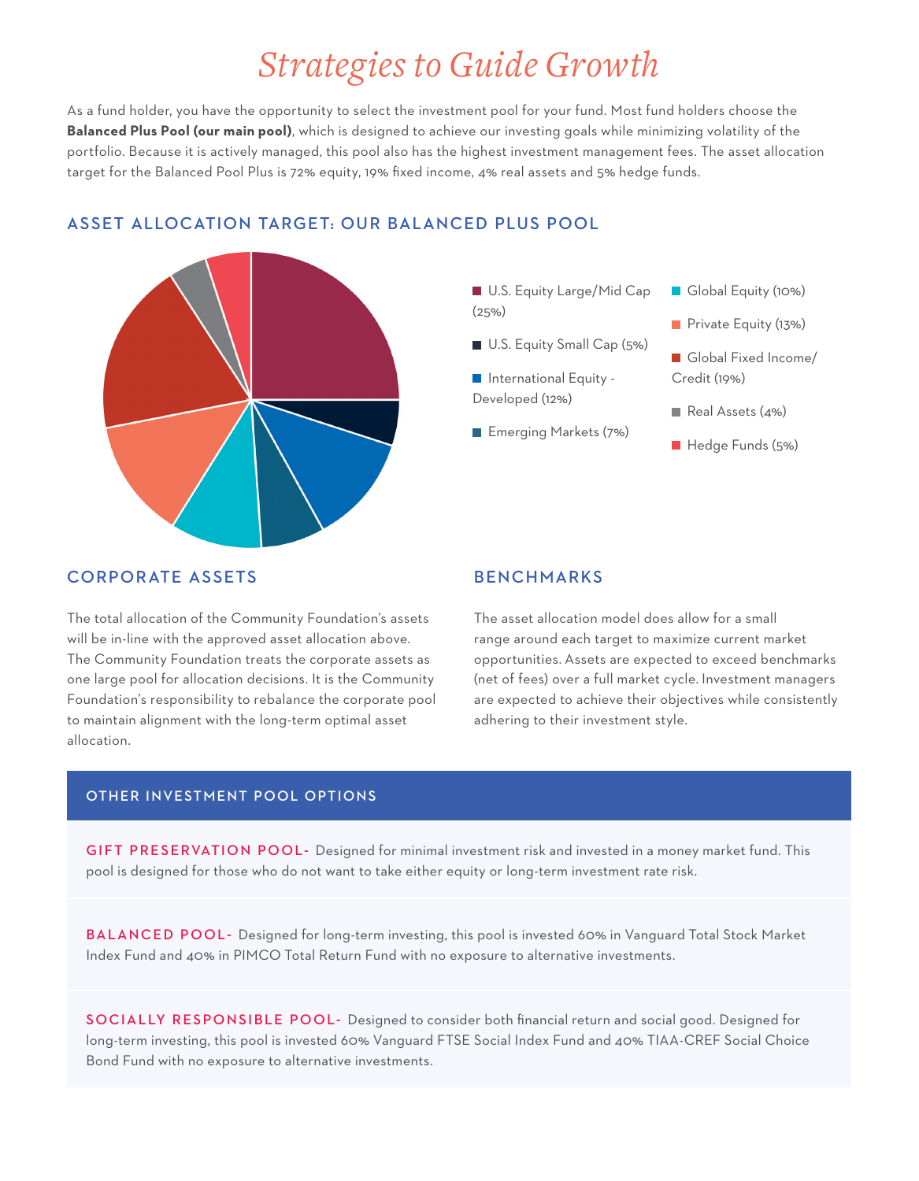# *Strategies to Guide Growth*

As a fund holder, you have the opportunity to select the investment pool for your fund. Most fund holders choose the **Balanced Plus Pool (our main pool)**, which is designed to achieve our investing goals while minimizing volatility of the portfolio. Because it is actively managed, this pool also has the highest investment management fees. The asset allocation target for the Balanced Pool Plus is 72% equity, 19% fixed income, 4% real assets and 5% hedge funds.

## ASSET ALLOCATION TARGET: OUR BALANCED PLUS POOL

U.S. Equity Large/Mid Cap (25%)

U.S. Equity Small Cap (5%)

International Equity - Developed (12%)

Emerging Markets (7%)

Global Equity (10%)

Private Equity (13%)

Global Fixed Income/ Credit (19%)

Real Assets (4%)

Hedge Funds (5%)

## CORPORATE ASSETS

The total allocation of the Community Foundation's assets will be in-line with the approved asset allocation above. The Community Foundation treats the corporate assets as one large pool for allocation decisions. It is the Community Foundation's responsibility to rebalance the corporate pool to maintain alignment with the long-term optimal asset allocation.

## BENCHMARKS

The asset allocation model does allow for a small range around each target to maximize current market opportunities. Assets are expected to exceed benchmarks (net of fees) over a full market cycle. Investment managers are expected to achieve their objectives while consistently adhering to their investment style.

## OTHER INVESTMENT POOL OPTIONS

**GIFT PRESERVATION POOL-** Designed for minimal investment risk and invested in a money market fund. This pool is designed for those who do not want to take either equity or long-term investment rate risk.

**BALANCED POOL-** Designed for long-term investing, this pool is invested 60% in Vanguard Total Stock Market Index Fund and 40% in PIMCO Total Return Fund with no exposure to alternative investments.

**SOCIALLY RESPONSIBLE POOL-** Designed to consider both financial return and social good. Designed for long-term investing, this pool is invested 60% Vanguard FTSE Social Index Fund and 40% TIAA-CREF Social Choice Bond Fund with no exposure to alternative investments.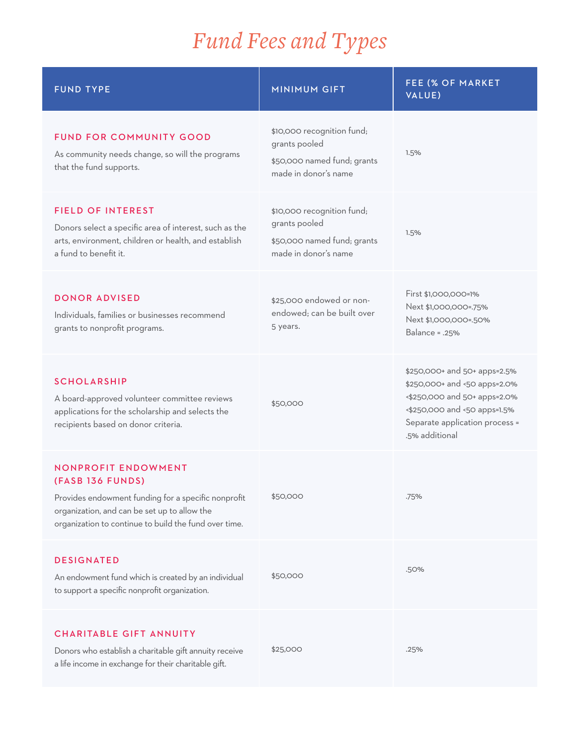# *Fund Fees and Types*

| FUND TYPE | MINIMUM GIFT | FEE (% OF MARKET VALUE) |
|---|---|---|
| **FUND FOR COMMUNITY GOOD**<br>As community needs change, so will the programs that the fund supports. | $10,000 recognition fund; grants pooled<br>$50,000 named fund; grants made in donor's name | 1.5% |
| **FIELD OF INTEREST**<br>Donors select a specific area of interest, such as the arts, environment, children or health, and establish a fund to benefit it. | $10,000 recognition fund; grants pooled<br>$50,000 named fund; grants made in donor's name | 1.5% |
| **DONOR ADVISED**<br>Individuals, families or businesses recommend grants to nonprofit programs. | $25,000 endowed or non-endowed; can be built over 5 years. | First $1,000,000=1%<br>Next $1,000,000=.75%<br>Next $1,000,000=.50%<br>Balance = .25% |
| **SCHOLARSHIP**<br>A board-approved volunteer committee reviews applications for the scholarship and selects the recipients based on donor criteria. | $50,000 | $250,000+ and 50+ apps=2.5%<br>$250,000+ and <50 apps=2.0%<br><$250,000 and 50+ apps=2.0%<br><$250,000 and <50 apps=1.5%<br>Separate application process = .5% additional |
| **NONPROFIT ENDOWMENT (FASB 136 FUNDS)**<br>Provides endowment funding for a specific nonprofit organization, and can be set up to allow the organization to continue to build the fund over time. | $50,000 | .75% |
| **DESIGNATED**<br>An endowment fund which is created by an individual to support a specific nonprofit organization. | $50,000 | .50% |
| **CHARITABLE GIFT ANNUITY**<br>Donors who establish a charitable gift annuity receive a life income in exchange for their charitable gift. | $25,000 | .25% |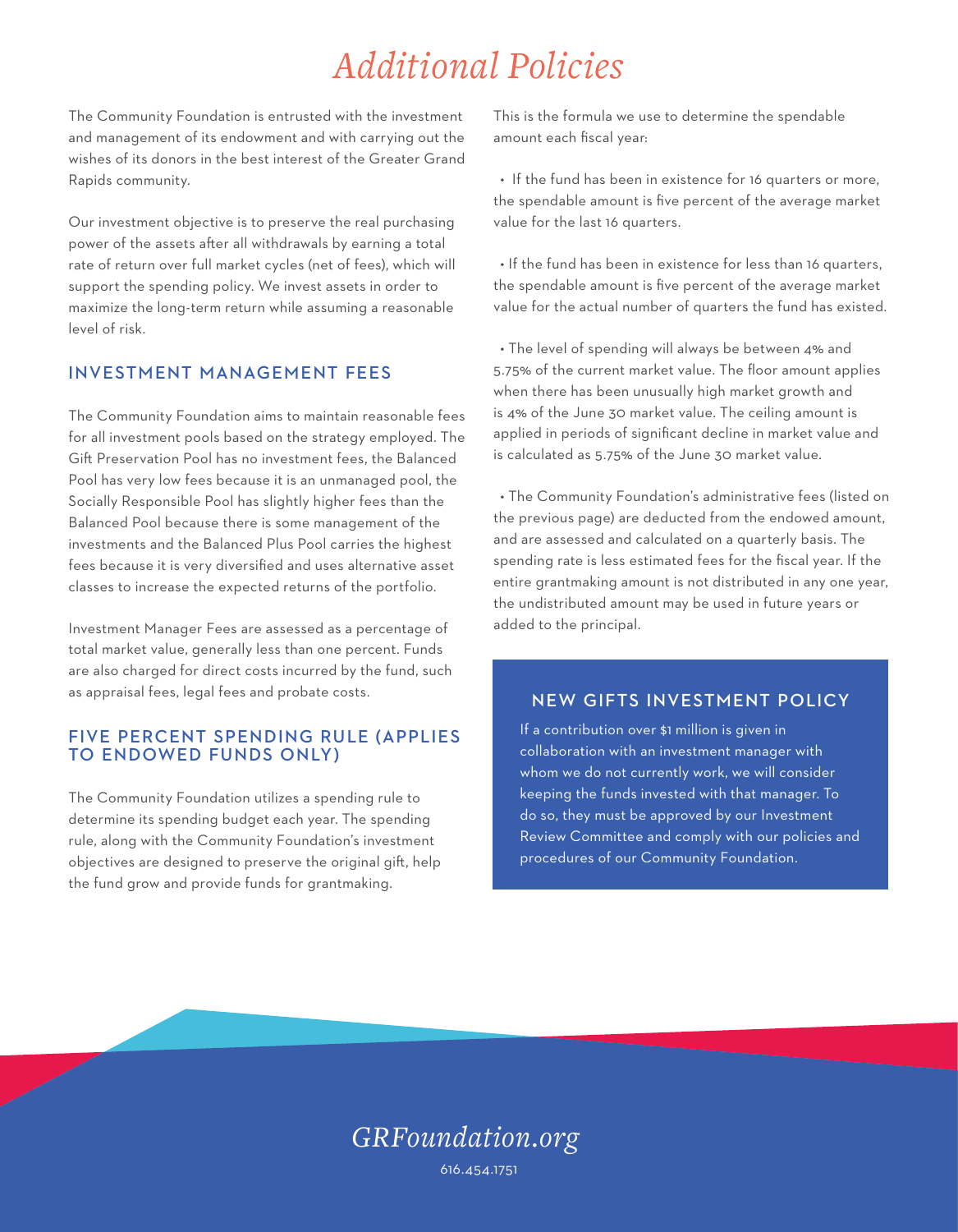# *Additional Policies*

The Community Foundation is entrusted with the investment and management of its endowment and with carrying out the wishes of its donors in the best interest of the Greater Grand Rapids community.

Our investment objective is to preserve the real purchasing power of the assets after all withdrawals by earning a total rate of return over full market cycles (net of fees), which will support the spending policy. We invest assets in order to maximize the long-term return while assuming a reasonable level of risk.

## INVESTMENT MANAGEMENT FEES

The Community Foundation aims to maintain reasonable fees for all investment pools based on the strategy employed. The Gift Preservation Pool has no investment fees, the Balanced Pool has very low fees because it is an unmanaged pool, the Socially Responsible Pool has slightly higher fees than the Balanced Pool because there is some management of the investments and the Balanced Plus Pool carries the highest fees because it is very diversified and uses alternative asset classes to increase the expected returns of the portfolio.

Investment Manager Fees are assessed as a percentage of total market value, generally less than one percent. Funds are also charged for direct costs incurred by the fund, such as appraisal fees, legal fees and probate costs.

## FIVE PERCENT SPENDING RULE (APPLIES TO ENDOWED FUNDS ONLY)

The Community Foundation utilizes a spending rule to determine its spending budget each year. The spending rule, along with the Community Foundation's investment objectives are designed to preserve the original gift, help the fund grow and provide funds for grantmaking.

This is the formula we use to determine the spendable amount each fiscal year:

- If the fund has been in existence for 16 quarters or more, the spendable amount is five percent of the average market value for the last 16 quarters.
- If the fund has been in existence for less than 16 quarters, the spendable amount is five percent of the average market value for the actual number of quarters the fund has existed.
- The level of spending will always be between 4% and 5.75% of the current market value. The floor amount applies when there has been unusually high market growth and is 4% of the June 30 market value. The ceiling amount is applied in periods of significant decline in market value and is calculated as 5.75% of the June 30 market value.
- The Community Foundation's administrative fees (listed on the previous page) are deducted from the endowed amount, and are assessed and calculated on a quarterly basis. The spending rate is less estimated fees for the fiscal year. If the entire grantmaking amount is not distributed in any one year, the undistributed amount may be used in future years or added to the principal.

## NEW GIFTS INVESTMENT POLICY

If a contribution over $1 million is given in collaboration with an investment manager with whom we do not currently work, we will consider keeping the funds invested with that manager. To do so, they must be approved by our Investment Review Committee and comply with our policies and procedures of our Community Foundation.

*GRFoundation.org*

616.454.1751